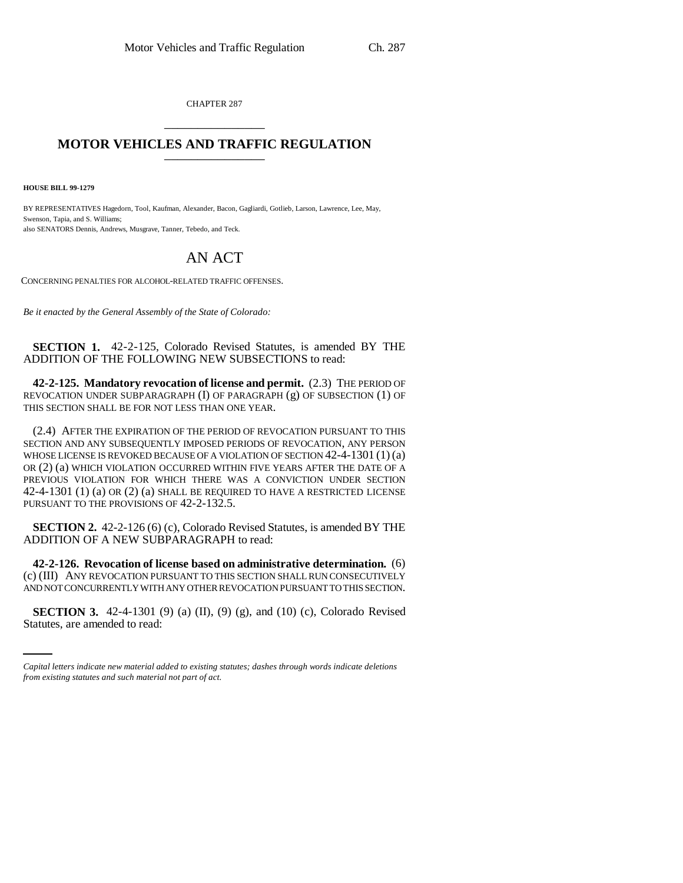CHAPTER 287

# MOTOR VEHICLES AND TRAFFIC REGULATION

**HOUSE BILL 99-1279**

BY REPRESENTATIVES Hagedorn, Tool, Kaufman, Alexander, Bacon, Gagliardi, Gotlieb, Larson, Lawrence, Lee, May, Swenson, Tapia, and S. Williams;
also SENATORS Dennis, Andrews, Musgrave, Tanner, Tebedo, and Teck.

## AN ACT

CONCERNING PENALTIES FOR ALCOHOL-RELATED TRAFFIC OFFENSES.

*Be it enacted by the General Assembly of the State of Colorado:*

**SECTION 1.** 42-2-125, Colorado Revised Statutes, is amended BY THE ADDITION OF THE FOLLOWING NEW SUBSECTIONS to read:

**42-2-125. Mandatory revocation of license and permit.** (2.3) THE PERIOD OF REVOCATION UNDER SUBPARAGRAPH (I) OF PARAGRAPH (g) OF SUBSECTION (1) OF THIS SECTION SHALL BE FOR NOT LESS THAN ONE YEAR.

(2.4) AFTER THE EXPIRATION OF THE PERIOD OF REVOCATION PURSUANT TO THIS SECTION AND ANY SUBSEQUENTLY IMPOSED PERIODS OF REVOCATION, ANY PERSON WHOSE LICENSE IS REVOKED BECAUSE OF A VIOLATION OF SECTION 42-4-1301 (1) (a) OR (2) (a) WHICH VIOLATION OCCURRED WITHIN FIVE YEARS AFTER THE DATE OF A PREVIOUS VIOLATION FOR WHICH THERE WAS A CONVICTION UNDER SECTION 42-4-1301 (1) (a) OR (2) (a) SHALL BE REQUIRED TO HAVE A RESTRICTED LICENSE PURSUANT TO THE PROVISIONS OF 42-2-132.5.

**SECTION 2.** 42-2-126 (6) (c), Colorado Revised Statutes, is amended BY THE ADDITION OF A NEW SUBPARAGRAPH to read:

**42-2-126. Revocation of license based on administrative determination.** (6) (c) (III) ANY REVOCATION PURSUANT TO THIS SECTION SHALL RUN CONSECUTIVELY AND NOT CONCURRENTLY WITH ANY OTHER REVOCATION PURSUANT TO THIS SECTION.

**SECTION 3.** 42-4-1301 (9) (a) (II), (9) (g), and (10) (c), Colorado Revised Statutes, are amended to read:

*Capital letters indicate new material added to existing statutes; dashes through words indicate deletions from existing statutes and such material not part of act.*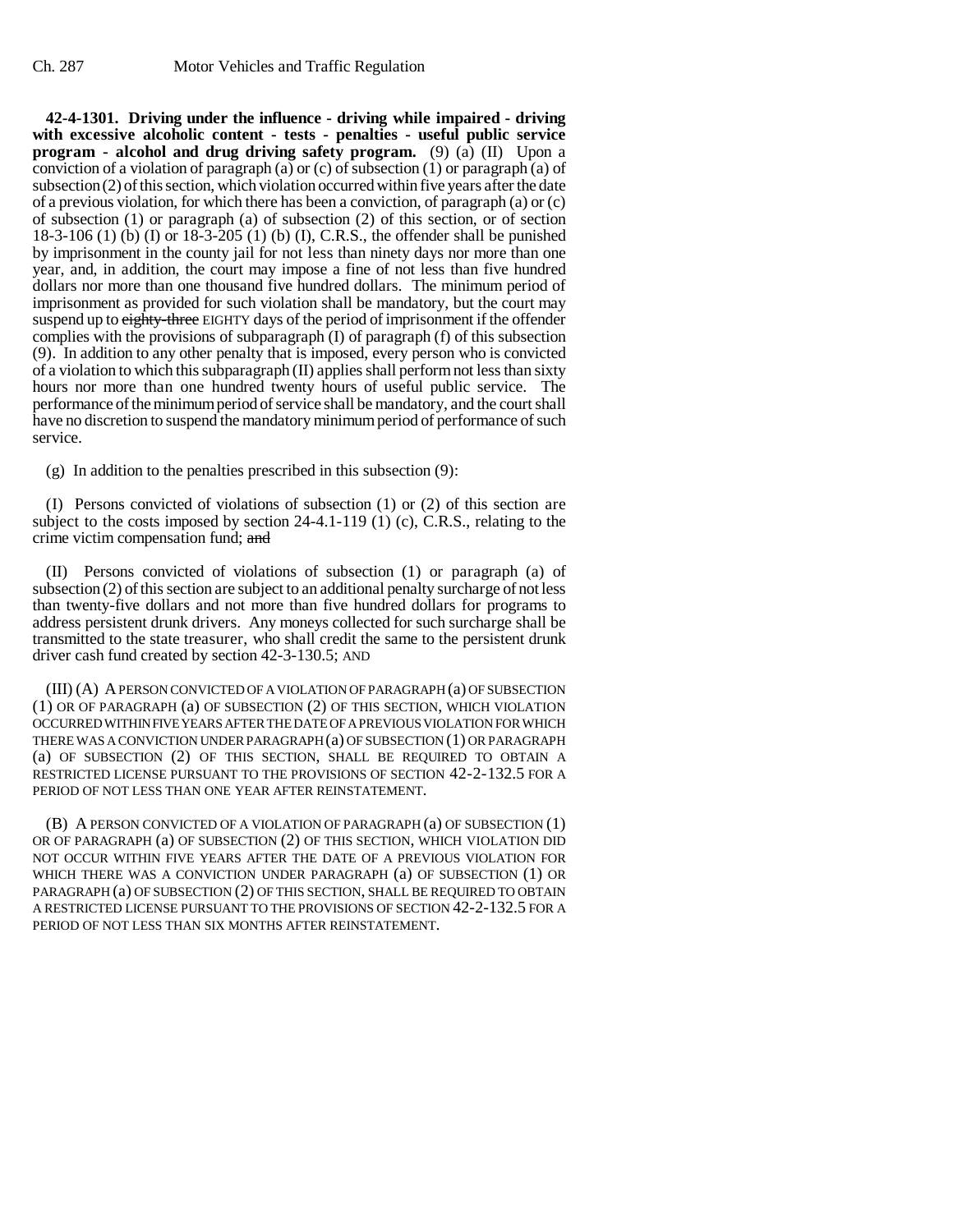**42-4-1301. Driving under the influence - driving while impaired - driving with excessive alcoholic content - tests - penalties - useful public service program - alcohol and drug driving safety program.** (9) (a) (II) Upon a conviction of a violation of paragraph (a) or (c) of subsection (1) or paragraph (a) of subsection (2) of this section, which violation occurred within five years after the date of a previous violation, for which there has been a conviction, of paragraph (a) or (c) of subsection (1) or paragraph (a) of subsection (2) of this section, or of section 18-3-106 (1) (b) (I) or 18-3-205 (1) (b) (I), C.R.S., the offender shall be punished by imprisonment in the county jail for not less than ninety days nor more than one year, and, in addition, the court may impose a fine of not less than five hundred dollars nor more than one thousand five hundred dollars. The minimum period of imprisonment as provided for such violation shall be mandatory, but the court may suspend up to ~~eighty-three~~ EIGHTY days of the period of imprisonment if the offender complies with the provisions of subparagraph (I) of paragraph (f) of this subsection (9). In addition to any other penalty that is imposed, every person who is convicted of a violation to which this subparagraph (II) applies shall perform not less than sixty hours nor more than one hundred twenty hours of useful public service. The performance of the minimum period of service shall be mandatory, and the court shall have no discretion to suspend the mandatory minimum period of performance of such service.

(g) In addition to the penalties prescribed in this subsection (9):

(I) Persons convicted of violations of subsection (1) or (2) of this section are subject to the costs imposed by section 24-4.1-119 (1) (c), C.R.S., relating to the crime victim compensation fund; ~~and~~

(II) Persons convicted of violations of subsection (1) or paragraph (a) of subsection (2) of this section are subject to an additional penalty surcharge of not less than twenty-five dollars and not more than five hundred dollars for programs to address persistent drunk drivers. Any moneys collected for such surcharge shall be transmitted to the state treasurer, who shall credit the same to the persistent drunk driver cash fund created by section 42-3-130.5; AND

(III) (A) A PERSON CONVICTED OF A VIOLATION OF PARAGRAPH (a) OF SUBSECTION (1) OR OF PARAGRAPH (a) OF SUBSECTION (2) OF THIS SECTION, WHICH VIOLATION OCCURRED WITHIN FIVE YEARS AFTER THE DATE OF A PREVIOUS VIOLATION FOR WHICH THERE WAS A CONVICTION UNDER PARAGRAPH (a) OF SUBSECTION (1) OR PARAGRAPH (a) OF SUBSECTION (2) OF THIS SECTION, SHALL BE REQUIRED TO OBTAIN A RESTRICTED LICENSE PURSUANT TO THE PROVISIONS OF SECTION 42-2-132.5 FOR A PERIOD OF NOT LESS THAN ONE YEAR AFTER REINSTATEMENT.

(B) A PERSON CONVICTED OF A VIOLATION OF PARAGRAPH (a) OF SUBSECTION (1) OR OF PARAGRAPH (a) OF SUBSECTION (2) OF THIS SECTION, WHICH VIOLATION DID NOT OCCUR WITHIN FIVE YEARS AFTER THE DATE OF A PREVIOUS VIOLATION FOR WHICH THERE WAS A CONVICTION UNDER PARAGRAPH (a) OF SUBSECTION (1) OR PARAGRAPH (a) OF SUBSECTION (2) OF THIS SECTION, SHALL BE REQUIRED TO OBTAIN A RESTRICTED LICENSE PURSUANT TO THE PROVISIONS OF SECTION 42-2-132.5 FOR A PERIOD OF NOT LESS THAN SIX MONTHS AFTER REINSTATEMENT.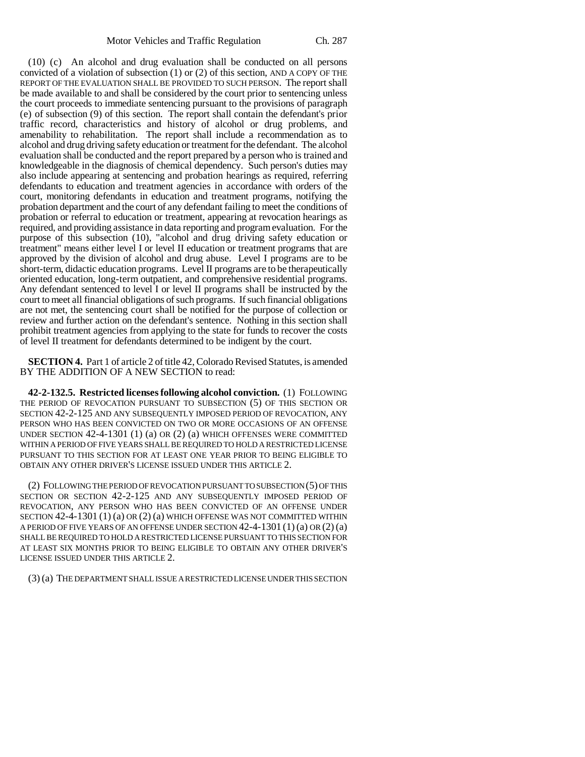(10) (c) An alcohol and drug evaluation shall be conducted on all persons convicted of a violation of subsection (1) or (2) of this section, AND A COPY OF THE REPORT OF THE EVALUATION SHALL BE PROVIDED TO SUCH PERSON. The report shall be made available to and shall be considered by the court prior to sentencing unless the court proceeds to immediate sentencing pursuant to the provisions of paragraph (e) of subsection (9) of this section. The report shall contain the defendant's prior traffic record, characteristics and history of alcohol or drug problems, and amenability to rehabilitation. The report shall include a recommendation as to alcohol and drug driving safety education or treatment for the defendant. The alcohol evaluation shall be conducted and the report prepared by a person who is trained and knowledgeable in the diagnosis of chemical dependency. Such person's duties may also include appearing at sentencing and probation hearings as required, referring defendants to education and treatment agencies in accordance with orders of the court, monitoring defendants in education and treatment programs, notifying the probation department and the court of any defendant failing to meet the conditions of probation or referral to education or treatment, appearing at revocation hearings as required, and providing assistance in data reporting and program evaluation. For the purpose of this subsection (10), "alcohol and drug driving safety education or treatment" means either level I or level II education or treatment programs that are approved by the division of alcohol and drug abuse. Level I programs are to be short-term, didactic education programs. Level II programs are to be therapeutically oriented education, long-term outpatient, and comprehensive residential programs. Any defendant sentenced to level I or level II programs shall be instructed by the court to meet all financial obligations of such programs. If such financial obligations are not met, the sentencing court shall be notified for the purpose of collection or review and further action on the defendant's sentence. Nothing in this section shall prohibit treatment agencies from applying to the state for funds to recover the costs of level II treatment for defendants determined to be indigent by the court.

**SECTION 4.** Part 1 of article 2 of title 42, Colorado Revised Statutes, is amended BY THE ADDITION OF A NEW SECTION to read:

**42-2-132.5. Restricted licenses following alcohol conviction.** (1) FOLLOWING THE PERIOD OF REVOCATION PURSUANT TO SUBSECTION (5) OF THIS SECTION OR SECTION 42-2-125 AND ANY SUBSEQUENTLY IMPOSED PERIOD OF REVOCATION, ANY PERSON WHO HAS BEEN CONVICTED ON TWO OR MORE OCCASIONS OF AN OFFENSE UNDER SECTION 42-4-1301 (1) (a) OR (2) (a) WHICH OFFENSES WERE COMMITTED WITHIN A PERIOD OF FIVE YEARS SHALL BE REQUIRED TO HOLD A RESTRICTED LICENSE PURSUANT TO THIS SECTION FOR AT LEAST ONE YEAR PRIOR TO BEING ELIGIBLE TO OBTAIN ANY OTHER DRIVER'S LICENSE ISSUED UNDER THIS ARTICLE 2.

(2) FOLLOWING THE PERIOD OF REVOCATION PURSUANT TO SUBSECTION (5) OF THIS SECTION OR SECTION 42-2-125 AND ANY SUBSEQUENTLY IMPOSED PERIOD OF REVOCATION, ANY PERSON WHO HAS BEEN CONVICTED OF AN OFFENSE UNDER SECTION 42-4-1301 (1) (a) OR (2) (a) WHICH OFFENSE WAS NOT COMMITTED WITHIN A PERIOD OF FIVE YEARS OF AN OFFENSE UNDER SECTION 42-4-1301 (1) (a) OR (2) (a) SHALL BE REQUIRED TO HOLD A RESTRICTED LICENSE PURSUANT TO THIS SECTION FOR AT LEAST SIX MONTHS PRIOR TO BEING ELIGIBLE TO OBTAIN ANY OTHER DRIVER'S LICENSE ISSUED UNDER THIS ARTICLE 2.

(3) (a) THE DEPARTMENT SHALL ISSUE A RESTRICTED LICENSE UNDER THIS SECTION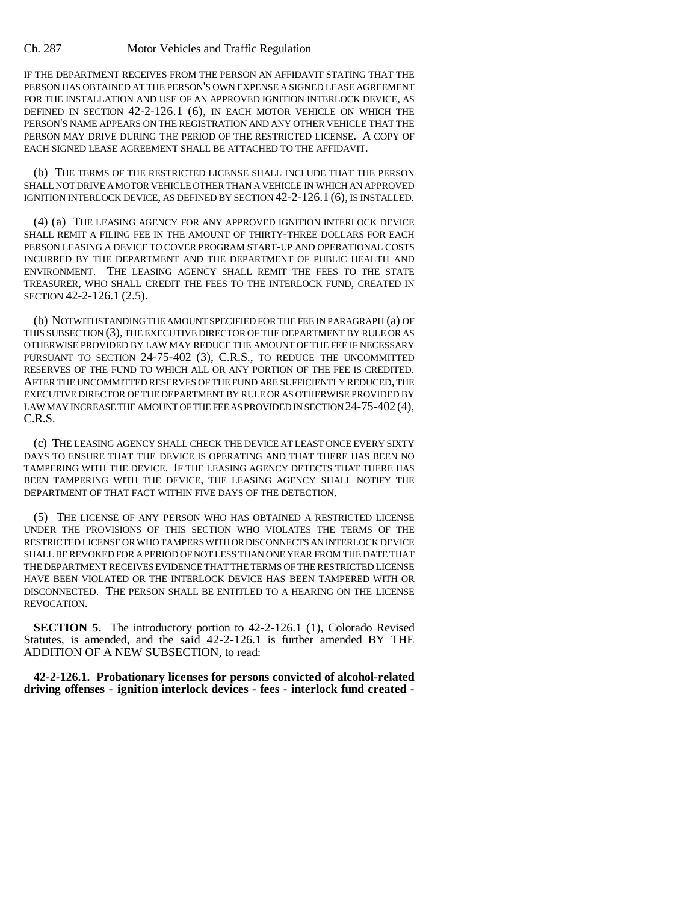IF THE DEPARTMENT RECEIVES FROM THE PERSON AN AFFIDAVIT STATING THAT THE PERSON HAS OBTAINED AT THE PERSON'S OWN EXPENSE A SIGNED LEASE AGREEMENT FOR THE INSTALLATION AND USE OF AN APPROVED IGNITION INTERLOCK DEVICE, AS DEFINED IN SECTION 42-2-126.1 (6), IN EACH MOTOR VEHICLE ON WHICH THE PERSON'S NAME APPEARS ON THE REGISTRATION AND ANY OTHER VEHICLE THAT THE PERSON MAY DRIVE DURING THE PERIOD OF THE RESTRICTED LICENSE. A COPY OF EACH SIGNED LEASE AGREEMENT SHALL BE ATTACHED TO THE AFFIDAVIT.

(b) THE TERMS OF THE RESTRICTED LICENSE SHALL INCLUDE THAT THE PERSON SHALL NOT DRIVE A MOTOR VEHICLE OTHER THAN A VEHICLE IN WHICH AN APPROVED IGNITION INTERLOCK DEVICE, AS DEFINED BY SECTION 42-2-126.1 (6), IS INSTALLED.

(4) (a) THE LEASING AGENCY FOR ANY APPROVED IGNITION INTERLOCK DEVICE SHALL REMIT A FILING FEE IN THE AMOUNT OF THIRTY-THREE DOLLARS FOR EACH PERSON LEASING A DEVICE TO COVER PROGRAM START-UP AND OPERATIONAL COSTS INCURRED BY THE DEPARTMENT AND THE DEPARTMENT OF PUBLIC HEALTH AND ENVIRONMENT. THE LEASING AGENCY SHALL REMIT THE FEES TO THE STATE TREASURER, WHO SHALL CREDIT THE FEES TO THE INTERLOCK FUND, CREATED IN SECTION 42-2-126.1 (2.5).

(b) NOTWITHSTANDING THE AMOUNT SPECIFIED FOR THE FEE IN PARAGRAPH (a) OF THIS SUBSECTION (3), THE EXECUTIVE DIRECTOR OF THE DEPARTMENT BY RULE OR AS OTHERWISE PROVIDED BY LAW MAY REDUCE THE AMOUNT OF THE FEE IF NECESSARY PURSUANT TO SECTION 24-75-402 (3), C.R.S., TO REDUCE THE UNCOMMITTED RESERVES OF THE FUND TO WHICH ALL OR ANY PORTION OF THE FEE IS CREDITED. AFTER THE UNCOMMITTED RESERVES OF THE FUND ARE SUFFICIENTLY REDUCED, THE EXECUTIVE DIRECTOR OF THE DEPARTMENT BY RULE OR AS OTHERWISE PROVIDED BY LAW MAY INCREASE THE AMOUNT OF THE FEE AS PROVIDED IN SECTION 24-75-402 (4), C.R.S.

(c) THE LEASING AGENCY SHALL CHECK THE DEVICE AT LEAST ONCE EVERY SIXTY DAYS TO ENSURE THAT THE DEVICE IS OPERATING AND THAT THERE HAS BEEN NO TAMPERING WITH THE DEVICE. IF THE LEASING AGENCY DETECTS THAT THERE HAS BEEN TAMPERING WITH THE DEVICE, THE LEASING AGENCY SHALL NOTIFY THE DEPARTMENT OF THAT FACT WITHIN FIVE DAYS OF THE DETECTION.

(5) THE LICENSE OF ANY PERSON WHO HAS OBTAINED A RESTRICTED LICENSE UNDER THE PROVISIONS OF THIS SECTION WHO VIOLATES THE TERMS OF THE RESTRICTED LICENSE OR WHO TAMPERS WITH OR DISCONNECTS AN INTERLOCK DEVICE SHALL BE REVOKED FOR A PERIOD OF NOT LESS THAN ONE YEAR FROM THE DATE THAT THE DEPARTMENT RECEIVES EVIDENCE THAT THE TERMS OF THE RESTRICTED LICENSE HAVE BEEN VIOLATED OR THE INTERLOCK DEVICE HAS BEEN TAMPERED WITH OR DISCONNECTED. THE PERSON SHALL BE ENTITLED TO A HEARING ON THE LICENSE REVOCATION.

**SECTION 5.** The introductory portion to 42-2-126.1 (1), Colorado Revised Statutes, is amended, and the said 42-2-126.1 is further amended BY THE ADDITION OF A NEW SUBSECTION, to read:

**42-2-126.1. Probationary licenses for persons convicted of alcohol-related driving offenses - ignition interlock devices - fees - interlock fund created -**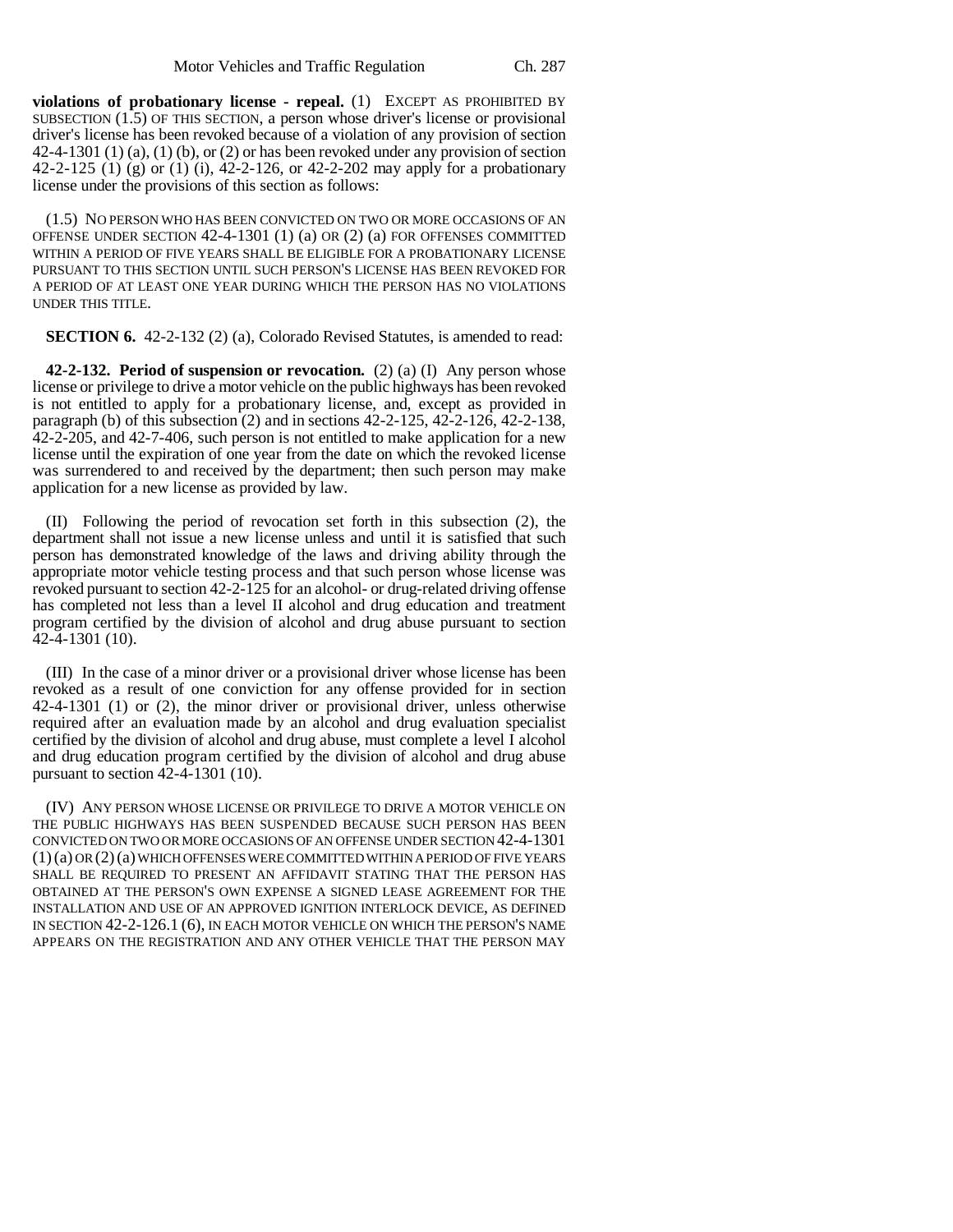**violations of probationary license - repeal.** (1) EXCEPT AS PROHIBITED BY SUBSECTION (1.5) OF THIS SECTION, a person whose driver's license or provisional driver's license has been revoked because of a violation of any provision of section 42-4-1301 (1) (a), (1) (b), or (2) or has been revoked under any provision of section 42-2-125 (1) (g) or (1) (i), 42-2-126, or 42-2-202 may apply for a probationary license under the provisions of this section as follows:

(1.5) NO PERSON WHO HAS BEEN CONVICTED ON TWO OR MORE OCCASIONS OF AN OFFENSE UNDER SECTION 42-4-1301 (1) (a) OR (2) (a) FOR OFFENSES COMMITTED WITHIN A PERIOD OF FIVE YEARS SHALL BE ELIGIBLE FOR A PROBATIONARY LICENSE PURSUANT TO THIS SECTION UNTIL SUCH PERSON'S LICENSE HAS BEEN REVOKED FOR A PERIOD OF AT LEAST ONE YEAR DURING WHICH THE PERSON HAS NO VIOLATIONS UNDER THIS TITLE.

**SECTION 6.** 42-2-132 (2) (a), Colorado Revised Statutes, is amended to read:

**42-2-132. Period of suspension or revocation.** (2) (a) (I) Any person whose license or privilege to drive a motor vehicle on the public highways has been revoked is not entitled to apply for a probationary license, and, except as provided in paragraph (b) of this subsection (2) and in sections 42-2-125, 42-2-126, 42-2-138, 42-2-205, and 42-7-406, such person is not entitled to make application for a new license until the expiration of one year from the date on which the revoked license was surrendered to and received by the department; then such person may make application for a new license as provided by law.

(II) Following the period of revocation set forth in this subsection (2), the department shall not issue a new license unless and until it is satisfied that such person has demonstrated knowledge of the laws and driving ability through the appropriate motor vehicle testing process and that such person whose license was revoked pursuant to section 42-2-125 for an alcohol- or drug-related driving offense has completed not less than a level II alcohol and drug education and treatment program certified by the division of alcohol and drug abuse pursuant to section 42-4-1301 (10).

(III) In the case of a minor driver or a provisional driver whose license has been revoked as a result of one conviction for any offense provided for in section 42-4-1301 (1) or (2), the minor driver or provisional driver, unless otherwise required after an evaluation made by an alcohol and drug evaluation specialist certified by the division of alcohol and drug abuse, must complete a level I alcohol and drug education program certified by the division of alcohol and drug abuse pursuant to section 42-4-1301 (10).

(IV) ANY PERSON WHOSE LICENSE OR PRIVILEGE TO DRIVE A MOTOR VEHICLE ON THE PUBLIC HIGHWAYS HAS BEEN SUSPENDED BECAUSE SUCH PERSON HAS BEEN CONVICTED ON TWO OR MORE OCCASIONS OF AN OFFENSE UNDER SECTION 42-4-1301 (1) (a) OR (2) (a) WHICH OFFENSES WERE COMMITTED WITHIN A PERIOD OF FIVE YEARS SHALL BE REQUIRED TO PRESENT AN AFFIDAVIT STATING THAT THE PERSON HAS OBTAINED AT THE PERSON'S OWN EXPENSE A SIGNED LEASE AGREEMENT FOR THE INSTALLATION AND USE OF AN APPROVED IGNITION INTERLOCK DEVICE, AS DEFINED IN SECTION 42-2-126.1 (6), IN EACH MOTOR VEHICLE ON WHICH THE PERSON'S NAME APPEARS ON THE REGISTRATION AND ANY OTHER VEHICLE THAT THE PERSON MAY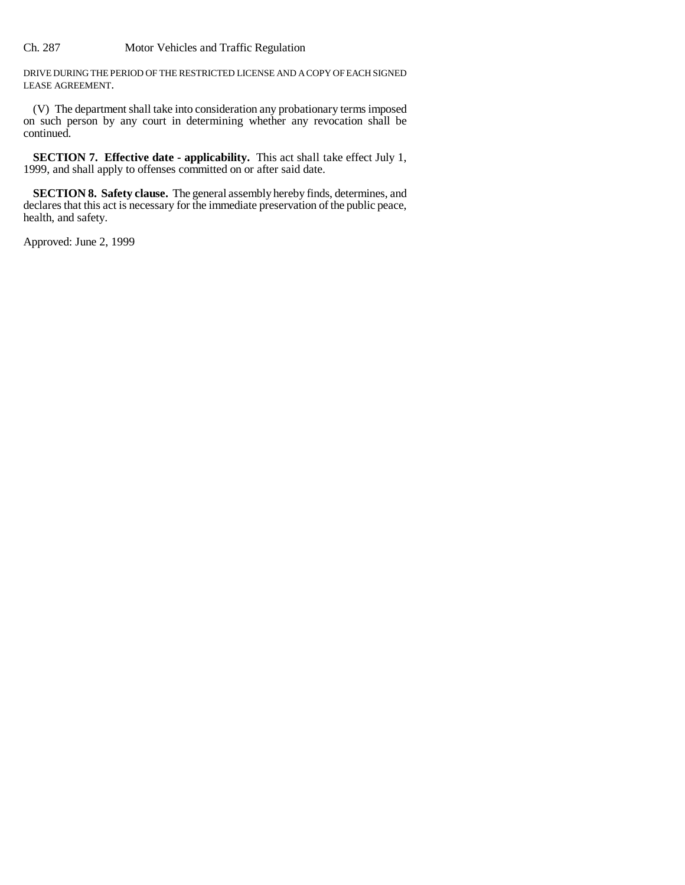DRIVE DURING THE PERIOD OF THE RESTRICTED LICENSE AND A COPY OF EACH SIGNED LEASE AGREEMENT.

(V) The department shall take into consideration any probationary terms imposed on such person by any court in determining whether any revocation shall be continued.

**SECTION 7. Effective date - applicability.** This act shall take effect July 1, 1999, and shall apply to offenses committed on or after said date.

**SECTION 8. Safety clause.** The general assembly hereby finds, determines, and declares that this act is necessary for the immediate preservation of the public peace, health, and safety.

Approved: June 2, 1999